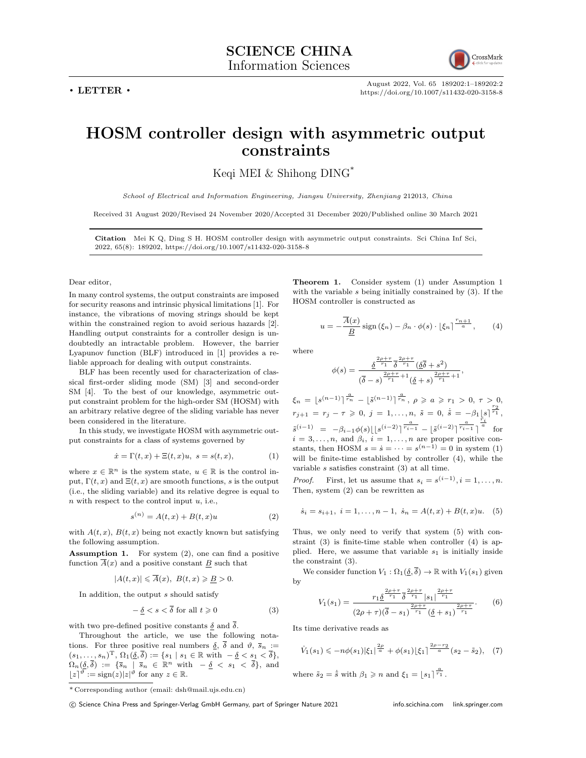SCIENCE CHINA
Information Sciences

• LETTER •

# HOSM controller design with asymmetric output constraints

Keqi MEI & Shihong DING*

*School of Electrical and Information Engineering, Jiangsu University, Zhenjiang 212013, China*

Received 31 August 2020/Revised 24 November 2020/Accepted 31 December 2020/Published online 30 March 2021

**Citation** Mei K Q, Ding S H. HOSM controller design with asymmetric output constraints. Sci China Inf Sci, 2022, 65(8): 189202, https://doi.org/10.1007/s11432-020-3158-8

Dear editor,

In many control systems, the output constraints are imposed for security reasons and intrinsic physical limitations [1]. For instance, the vibrations of moving strings should be kept within the constrained region to avoid serious hazards [2]. Handling output constraints for a controller design is undoubtedly an intractable problem. However, the barrier Lyapunov function (BLF) introduced in [1] provides a reliable approach for dealing with output constraints.

BLF has been recently used for characterization of classical first-order sliding mode (SM) [3] and second-order SM [4]. To the best of our knowledge, asymmetric output constraint problem for the high-order SM (HOSM) with an arbitrary relative degree of the sliding variable has never been considered in the literature.

In this study, we investigate HOSM with asymmetric output constraints for a class of systems governed by

$$\dot{x} = \Gamma(t, x) + \Xi(t, x)u, \ s = s(t, x), \tag{1}$$

where $x \in \mathbb{R}^n$ is the system state, $u \in \mathbb{R}$ is the control input, $\Gamma(t, x)$ and $\Xi(t, x)$ are smooth functions, $s$ is the output (i.e., the sliding variable) and its relative degree is equal to $n$ with respect to the control input $u$, i.e.,

$$s^{(n)} = A(t, x) + B(t, x)u \tag{2}$$

with $A(t, x)$, $B(t, x)$ being not exactly known but satisfying the following assumption.

**Assumption 1.** For system (2), one can find a positive function $\overline{A}(x)$ and a positive constant $\underline{B}$ such that

$$|A(t, x)| \leqslant \overline{A}(x), \ B(t, x) \geqslant \underline{B} > 0.$$

In addition, the output $s$ should satisfy

$$-\underline{\delta} < s < \overline{\delta} \text{ for all } t \geqslant 0 \tag{3}$$

with two pre-defined positive constants $\underline{\delta}$ and $\overline{\delta}$.

Throughout the article, we use the following notations. For three positive real numbers $\underline{\delta}$, $\overline{\delta}$ and $\vartheta$, $\overline{s}_n := (s_1, \ldots, s_n)^{\mathrm{T}}$, $\Omega_1(\underline{\delta}, \overline{\delta}) := \{s_1 \mid s_1 \in \mathbb{R} \text{ with } -\underline{\delta} < s_1 < \overline{\delta}\}$, $\Omega_n(\underline{\delta}, \overline{\delta}) := \{\overline{s}_n \mid \overline{s}_n \in \mathbb{R}^n \text{ with } -\underline{\delta} < s_1 < \overline{\delta}\}$, and $\lfloor z \rceil^{\vartheta} := \mathrm{sign}(z)|z|^{\vartheta}$ for any $z \in \mathbb{R}$.

**Theorem 1.** Consider system (1) under Assumption 1 with the variable $s$ being initially constrained by (3). If the HOSM controller is constructed as

$$u = -\frac{\overline{A}(x)}{\underline{B}} \mathrm{sign}(\xi_n) - \beta_n \cdot \phi(s) \cdot \lfloor \xi_n \rceil^{\frac{r_{n+1}}{a}}, \tag{4}$$

where

$$\phi(s) = \frac{\underline{\delta}^{\frac{2\rho+\tau}{r_1}} \overline{\delta}^{\frac{2\rho+\tau}{r_1}} (\underline{\delta}\overline{\delta} + s^2)}{(\overline{\delta} - s)^{\frac{2\rho+\tau}{r_1}+1} (\underline{\delta} + s)^{\frac{2\rho+\tau}{r_1}+1}},$$

$\xi_n = \lfloor s^{(n-1)} \rceil^{\frac{a}{r_n}} - \lfloor \tilde{s}^{(n-1)} \rceil^{\frac{a}{r_n}}$, $\rho \geqslant a \geqslant r_1 > 0$, $\tau > 0$, $r_{j+1} = r_j - \tau \geqslant 0$, $j = 1, \ldots, n$, $\tilde{s} = 0$, $\dot{\tilde{s}} = -\beta_1 \lfloor s \rceil^{\frac{r_2}{r_1}}$, $\tilde{s}^{(i-1)} = -\beta_{i-1}\phi(s) \lfloor \lfloor s^{(i-2)} \rceil^{\frac{a}{r_{i-1}}} - \lfloor \tilde{s}^{(i-2)} \rceil^{\frac{a}{r_{i-1}}} \rceil^{\frac{r_i}{a}}$ for $i = 3, \ldots, n$, and $\beta_i$, $i = 1, \ldots, n$ are proper positive constants, then HOSM $s = \dot{s} = \cdots = s^{(n-1)} = 0$ in system (1) will be finite-time established by controller (4), while the variable $s$ satisfies constraint (3) at all time.

*Proof.* First, let us assume that $s_i = s^{(i-1)}, i = 1, \ldots, n$. Then, system (2) can be rewritten as

$$\dot{s}_i = s_{i+1}, \ i = 1, \ldots, n-1, \ \dot{s}_n = A(t, x) + B(t, x)u. \tag{5}$$

Thus, we only need to verify that system (5) with constraint (3) is finite-time stable when controller (4) is applied. Here, we assume that variable $s_1$ is initially inside the constraint (3).

We consider function $V_1 : \Omega_1(\underline{\delta}, \overline{\delta}) \to \mathbb{R}$ with $V_1(s_1)$ given by

$$V_1(s_1) = \frac{r_1 \underline{\delta}^{\frac{2\rho+\tau}{r_1}} \overline{\delta}^{\frac{2\rho+\tau}{r_1}} |s_1|^{\frac{2\rho+\tau}{r_1}}}{(2\rho + \tau)(\overline{\delta} - s_1)^{\frac{2\rho+\tau}{r_1}} (\underline{\delta} + s_1)^{\frac{2\rho+\tau}{r_1}}}. \tag{6}$$

Its time derivative reads as

$$\dot{V}_1(s_1) \leqslant -n\phi(s_1)|\xi_1|^{\frac{2\rho}{a}} + \phi(s_1)\lfloor \xi_1 \rceil^{\frac{2\rho-r_2}{a}}(s_2 - \tilde{s}_2), \tag{7}$$

where $\tilde{s}_2 = \dot{\tilde{s}}$ with $\beta_1 \geqslant n$ and $\xi_1 = \lfloor s_1 \rceil^{\frac{a}{r_1}}$.

---

* Corresponding author (email: dsh@mail.ujs.edu.cn)

© Science China Press and Springer-Verlag GmbH Germany, part of Springer Nature 2021 info.scichina.com link.springer.com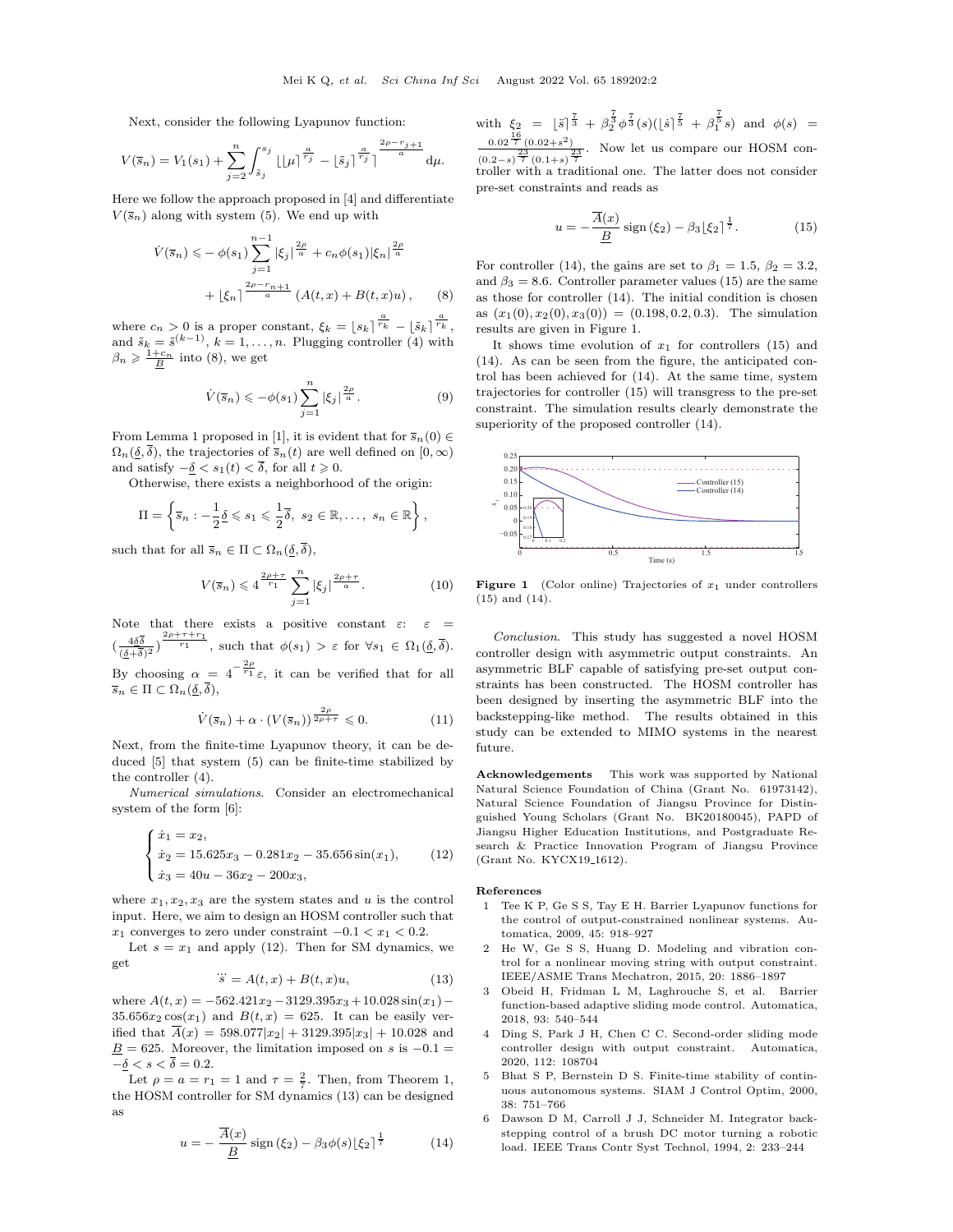Next, consider the following Lyapunov function:

$$V(\overline{s}_n) = V_1(s_1) + \sum_{j=2}^{n} \int_{\tilde{s}_j}^{s_j} \lfloor \lfloor \mu \rceil^{\frac{a}{r_j}} - \lfloor \tilde{s}_j \rceil^{\frac{a}{r_j}} \rceil^{\frac{2\rho - r_{j+1}}{a}} \mathrm{d}\mu.$$

Here we follow the approach proposed in [4] and differentiate $V(\overline{s}_n)$ along with system (5). We end up with

$$\dot{V}(\overline{s}_n) \leqslant -\phi(s_1) \sum_{j=1}^{n-1} |\xi_j|^{\frac{2\rho}{a}} + c_n \phi(s_1) |\xi_n|^{\frac{2\rho}{a}} + \lfloor \xi_n \rceil^{\frac{2\rho - r_{n+1}}{a}} (A(t,x) + B(t,x)u), \quad (8)$$

where $c_n > 0$ is a proper constant, $\xi_k = \lfloor s_k \rceil^{\frac{a}{r_k}} - \lfloor \tilde{s}_k \rceil^{\frac{a}{r_k}}$, and $\tilde{s}_k = \tilde{s}^{(k-1)}$, $k = 1, \ldots, n$. Plugging controller (4) with $\beta_n \geqslant \frac{1+c_n}{\underline{B}}$ into (8), we get

$$\dot{V}(\overline{s}_n) \leqslant -\phi(s_1) \sum_{j=1}^{n} |\xi_j|^{\frac{2\rho}{a}}. \quad (9)$$

From Lemma 1 proposed in [1], it is evident that for $\overline{s}_n(0) \in \Omega_n(\underline{\delta}, \overline{\delta})$, the trajectories of $\overline{s}_n(t)$ are well defined on $[0, \infty)$ and satisfy $-\underline{\delta} < s_1(t) < \overline{\delta}$, for all $t \geqslant 0$.

Otherwise, there exists a neighborhood of the origin:

$$\Pi = \left\{ \overline{s}_n : -\frac{1}{2}\underline{\delta} \leqslant s_1 \leqslant \frac{1}{2}\overline{\delta},\ s_2 \in \mathbb{R}, \ldots,\ s_n \in \mathbb{R} \right\},$$

such that for all $\overline{s}_n \in \Pi \subset \Omega_n(\underline{\delta}, \overline{\delta})$,

$$V(\overline{s}_n) \leqslant 4^{\frac{2\rho+\tau}{r_1}} \sum_{j=1}^{n} |\xi_j|^{\frac{2\rho+\tau}{a}}. \quad (10)$$

Note that there exists a positive constant $\varepsilon$: $\varepsilon = (\frac{4\underline{\delta}\overline{\delta}}{(\underline{\delta}+\overline{\delta})^2})^{\frac{2\rho+\tau+r_1}{r_1}}$, such that $\phi(s_1) > \varepsilon$ for $\forall s_1 \in \Omega_1(\underline{\delta}, \overline{\delta})$. By choosing $\alpha = 4^{-\frac{2\rho}{r_1}}\varepsilon$, it can be verified that for all $\overline{s}_n \in \Pi \subset \Omega_n(\underline{\delta}, \overline{\delta})$,

$$\dot{V}(\overline{s}_n) + \alpha \cdot (V(\overline{s}_n))^{\frac{2\rho}{2\rho+\tau}} \leqslant 0. \quad (11)$$

Next, from the finite-time Lyapunov theory, it can be deduced [5] that system (5) can be finite-time stabilized by the controller (4).

*Numerical simulations*. Consider an electromechanical system of the form [6]:

$$\begin{cases} \dot{x}_1 = x_2, \\ \dot{x}_2 = 15.625x_3 - 0.281x_2 - 35.656\sin(x_1), \\ \dot{x}_3 = 40u - 36x_2 - 200x_3, \end{cases} \quad (12)$$

where $x_1, x_2, x_3$ are the system states and $u$ is the control input. Here, we aim to design an HOSM controller such that $x_1$ converges to zero under constraint $-0.1 < x_1 < 0.2$.

Let $s = x_1$ and apply (12). Then for SM dynamics, we get

$$\dddot{s} = A(t,x) + B(t,x)u, \quad (13)$$

where $A(t,x) = -562.421x_2 - 3129.395x_3 + 10.028\sin(x_1) - 35.656x_2\cos(x_1)$ and $B(t,x) = 625$. It can be easily verified that $\overline{A}(x) = 598.077|x_2| + 3129.395|x_3| + 10.028$ and $\underline{B} = 625$. Moreover, the limitation imposed on $s$ is $-0.1 = -\underline{\delta} < s < \overline{\delta} = 0.2$.

Let $\rho = a = r_1 = 1$ and $\tau = \frac{2}{7}$. Then, from Theorem 1, the HOSM controller for SM dynamics (13) can be designed as

$$u = -\frac{\overline{A}(x)}{\underline{B}} \operatorname{sign}(\xi_2) - \beta_3 \phi(s) \lfloor \xi_2 \rceil^{\frac{1}{7}} \quad (14)$$

with $\xi_2 = \lfloor \ddot{s} \rceil^{\frac{7}{3}} + \beta_2^{\frac{7}{3}} \phi^{\frac{7}{3}}(s)(\lfloor \dot{s} \rceil^{\frac{7}{5}} + \beta_1^{\frac{7}{5}} s)$ and $\phi(s) = \frac{0.02^{\frac{16}{7}}(0.02+s^2)}{(0.2-s)^{\frac{23}{7}}(0.1+s)^{\frac{23}{7}}}$. Now let us compare our HOSM controller with a traditional one. The latter does not consider pre-set constraints and reads as

$$u = -\frac{\overline{A}(x)}{\underline{B}} \operatorname{sign}(\xi_2) - \beta_3 \lfloor \xi_2 \rceil^{\frac{1}{7}}. \quad (15)$$

For controller (14), the gains are set to $\beta_1 = 1.5$, $\beta_2 = 3.2$, and $\beta_3 = 8.6$. Controller parameter values (15) are the same as those for controller (14). The initial condition is chosen as $(x_1(0), x_2(0), x_3(0)) = (0.198, 0.2, 0.3)$. The simulation results are given in Figure 1.

It shows time evolution of $x_1$ for controllers (15) and (14). As can be seen from the figure, the anticipated control has been achieved for (14). At the same time, system trajectories for controller (15) will transgress to the pre-set constraint. The simulation results clearly demonstrate the superiority of the proposed controller (14).

Controller (15)
Controller (14)
$x_1$
Time (s)
0.25
0.20
0.15
0.10
0.05
0
−0.05
0
0.5
1.5
1.5

**Figure 1** (Color online) Trajectories of $x_1$ under controllers (15) and (14).

*Conclusion*. This study has suggested a novel HOSM controller design with asymmetric output constraints. An asymmetric BLF capable of satisfying pre-set output constraints has been constructed. The HOSM controller has been designed by inserting the asymmetric BLF into the backstepping-like method. The results obtained in this study can be extended to MIMO systems in the nearest future.

**Acknowledgements** This work was supported by National Natural Science Foundation of China (Grant No. 61973142), Natural Science Foundation of Jiangsu Province for Distinguished Young Scholars (Grant No. BK20180045), PAPD of Jiangsu Higher Education Institutions, and Postgraduate Research & Practice Innovation Program of Jiangsu Province (Grant No. KYCX19_1612).

**References**

1. Tee K P, Ge S S, Tay E H. Barrier Lyapunov functions for the control of output-constrained nonlinear systems. Automatica, 2009, 45: 918–927
2. He W, Ge S S, Huang D. Modeling and vibration control for a nonlinear moving string with output constraint. IEEE/ASME Trans Mechatron, 2015, 20: 1886–1897
3. Obeid H, Fridman L M, Laghrouche S, et al. Barrier function-based adaptive sliding mode control. Automatica, 2018, 93: 540–544
4. Ding S, Park J H, Chen C C. Second-order sliding mode controller design with output constraint. Automatica, 2020, 112: 108704
5. Bhat S P, Bernstein D S. Finite-time stability of continuous autonomous systems. SIAM J Control Optim, 2000, 38: 751–766
6. Dawson D M, Carroll J J, Schneider M. Integrator backstepping control of a brush DC motor turning a robotic load. IEEE Trans Contr Syst Technol, 1994, 2: 233–244